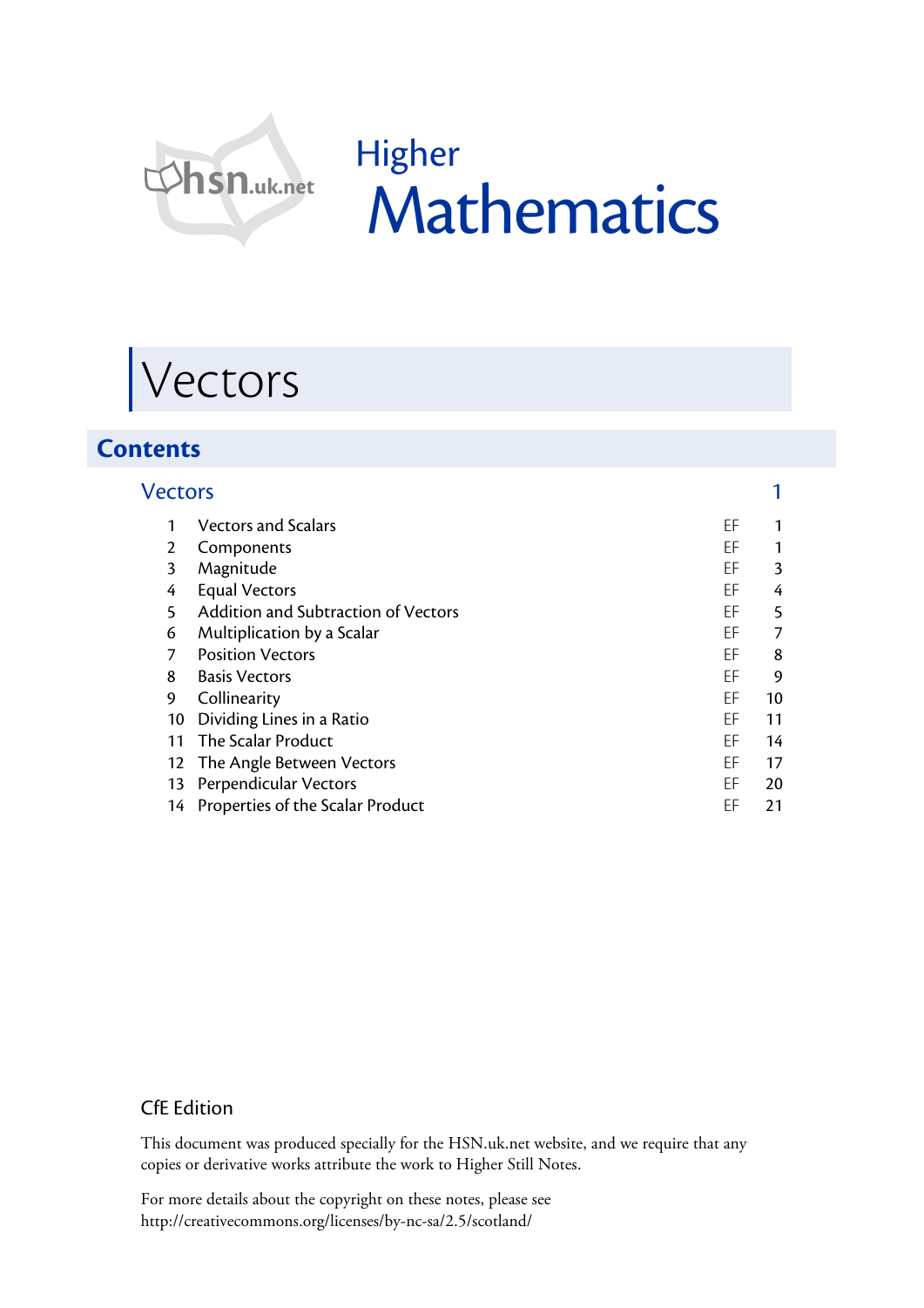hsn.uk.net

Higher

# Mathematics

# Vectors

## Contents

| | Vectors | | 1 |
|---|---|---|---|
| 1 | Vectors and Scalars | EF | 1 |
| 2 | Components | EF | 1 |
| 3 | Magnitude | EF | 3 |
| 4 | Equal Vectors | EF | 4 |
| 5 | Addition and Subtraction of Vectors | EF | 5 |
| 6 | Multiplication by a Scalar | EF | 7 |
| 7 | Position Vectors | EF | 8 |
| 8 | Basis Vectors | EF | 9 |
| 9 | Collinearity | EF | 10 |
| 10 | Dividing Lines in a Ratio | EF | 11 |
| 11 | The Scalar Product | EF | 14 |
| 12 | The Angle Between Vectors | EF | 17 |
| 13 | Perpendicular Vectors | EF | 20 |
| 14 | Properties of the Scalar Product | EF | 21 |

CfE Edition

This document was produced specially for the HSN.uk.net website, and we require that any copies or derivative works attribute the work to Higher Still Notes.

For more details about the copyright on these notes, please see http://creativecommons.org/licenses/by-nc-sa/2.5/scotland/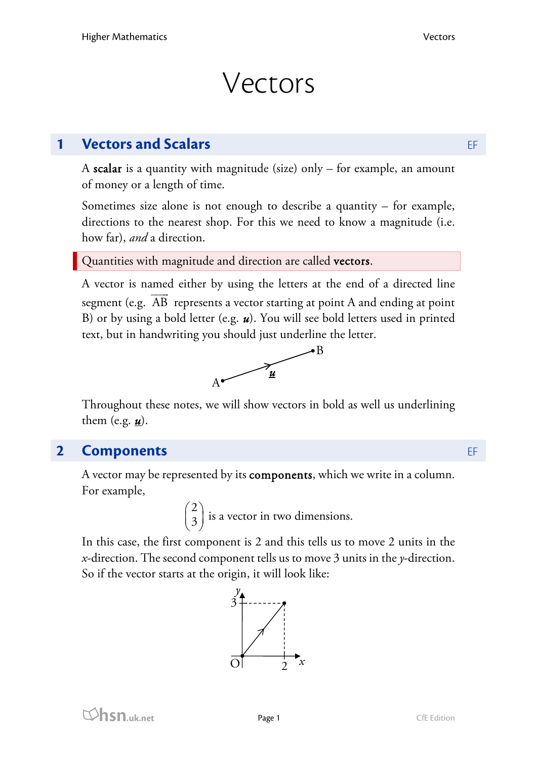# Vectors

## 1 Vectors and Scalars

A **scalar** is a quantity with magnitude (size) only – for example, an amount of money or a length of time.

Sometimes size alone is not enough to describe a quantity – for example, directions to the nearest shop. For this we need to know a magnitude (i.e. how far), *and* a direction.

Quantities with magnitude and direction are called **vectors**.

A vector is named either by using the letters at the end of a directed line segment (e.g. $\overrightarrow{AB}$ represents a vector starting at point A and ending at point B) or by using a bold letter (e.g. $\underline{\boldsymbol{u}}$). You will see bold letters used in printed text, but in handwriting you should just underline the letter.

Throughout these notes, we will show vectors in bold as well us underlining them (e.g. $\underline{\boldsymbol{u}}$).

## 2 Components

A vector may be represented by its **components**, which we write in a column. For example,

$$\begin{pmatrix} 2 \\ 3 \end{pmatrix} \text{ is a vector in two dimensions.}$$

In this case, the first component is 2 and this tells us to move 2 units in the $x$-direction. The second component tells us to move 3 units in the $y$-direction. So if the vector starts at the origin, it will look like: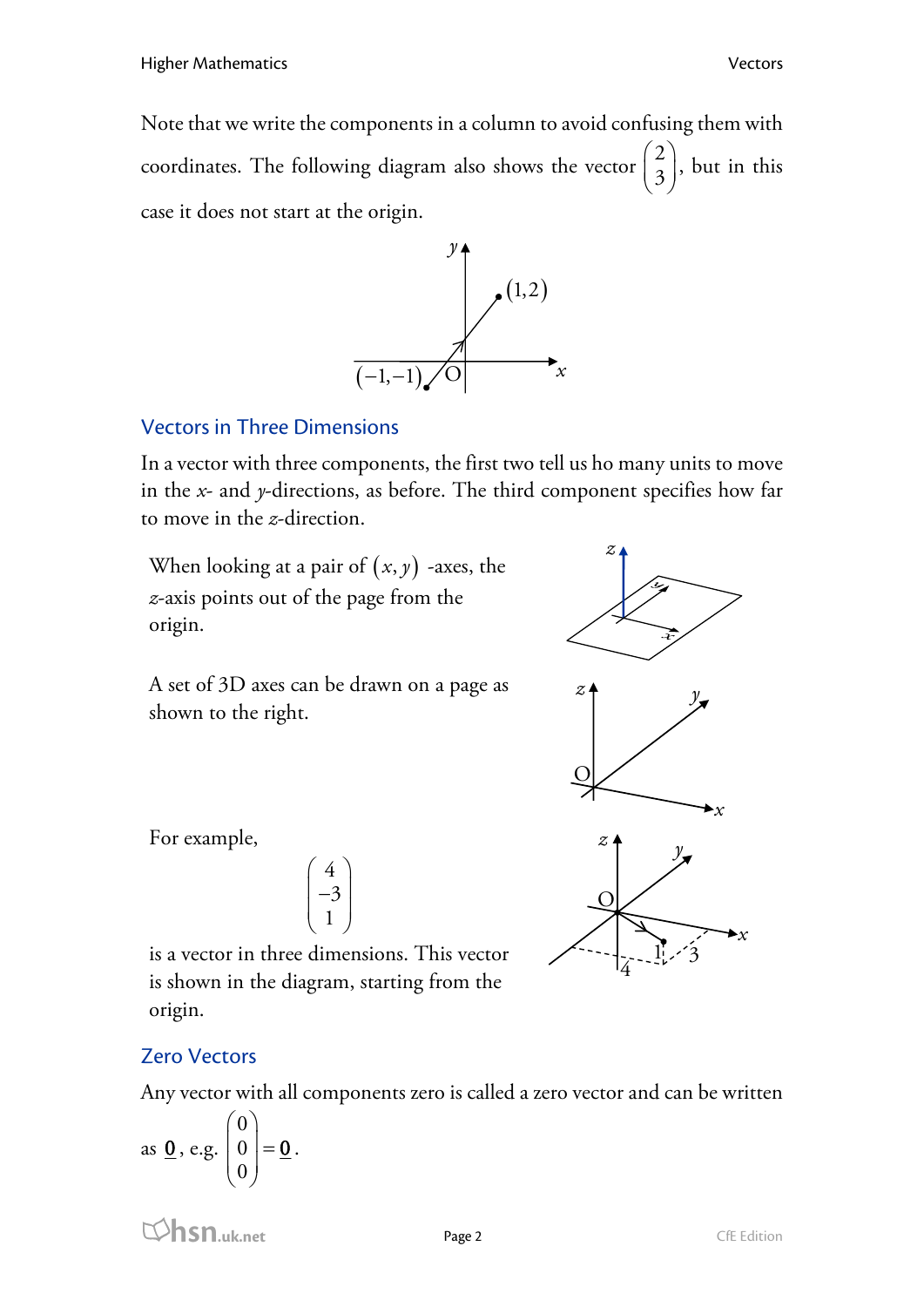Note that we write the components in a column to avoid confusing them with coordinates. The following diagram also shows the vector $\begin{pmatrix} 2 \\ 3 \end{pmatrix}$, but in this case it does not start at the origin.

## Vectors in Three Dimensions

In a vector with three components, the first two tell us ho many units to move in the $x$- and $y$-directions, as before. The third component specifies how far to move in the $z$-direction.

When looking at a pair of $(x, y)$ -axes, the $z$-axis points out of the page from the origin.

A set of 3D axes can be drawn on a page as shown to the right.

For example,

$$\begin{pmatrix} 4 \\ -3 \\ 1 \end{pmatrix}$$

is a vector in three dimensions. This vector is shown in the diagram, starting from the origin.

## Zero Vectors

Any vector with all components zero is called a zero vector and can be written as $\underline{\mathbf{0}}$, e.g. $\begin{pmatrix} 0 \\ 0 \\ 0 \end{pmatrix} = \underline{\mathbf{0}}$.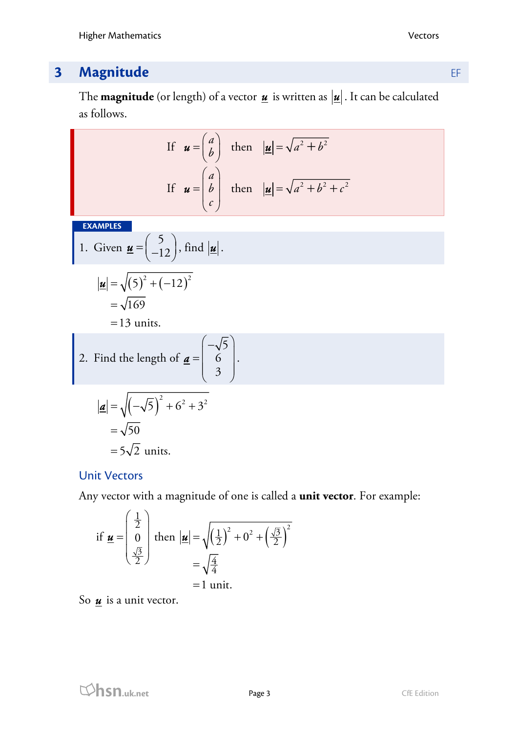## 3 Magnitude

EF

The **magnitude** (or length) of a vector $\underline{\boldsymbol{u}}$ is written as $|\underline{\boldsymbol{u}}|$. It can be calculated as follows.

$$\text{If } \underline{\boldsymbol{u}} = \begin{pmatrix} a \\ b \end{pmatrix} \text{ then } |\underline{\boldsymbol{u}}| = \sqrt{a^2 + b^2}$$

$$\text{If } \underline{\boldsymbol{u}} = \begin{pmatrix} a \\ b \\ c \end{pmatrix} \text{ then } |\underline{\boldsymbol{u}}| = \sqrt{a^2 + b^2 + c^2}$$

**EXAMPLES**

1. Given $\underline{\boldsymbol{u}} = \begin{pmatrix} 5 \\ -12 \end{pmatrix}$, find $|\underline{\boldsymbol{u}}|$.

$$\begin{aligned} |\underline{\boldsymbol{u}}| &= \sqrt{(5)^2 + (-12)^2} \\ &= \sqrt{169} \\ &= 13 \text{ units.} \end{aligned}$$

2. Find the length of $\underline{\boldsymbol{a}} = \begin{pmatrix} -\sqrt{5} \\ 6 \\ 3 \end{pmatrix}$.

$$\begin{aligned} |\underline{\boldsymbol{a}}| &= \sqrt{\left(-\sqrt{5}\right)^2 + 6^2 + 3^2} \\ &= \sqrt{50} \\ &= 5\sqrt{2} \text{ units.} \end{aligned}$$

### Unit Vectors

Any vector with a magnitude of one is called a **unit vector**. For example:

$$\text{if } \underline{\boldsymbol{u}} = \begin{pmatrix} \frac{1}{2} \\ 0 \\ \frac{\sqrt{3}}{2} \end{pmatrix} \text{ then } |\underline{\boldsymbol{u}}| = \sqrt{\left(\tfrac{1}{2}\right)^2 + 0^2 + \left(\tfrac{\sqrt{3}}{2}\right)^2}$$

$$= \sqrt{\tfrac{4}{4}}$$

$$= 1 \text{ unit.}$$

So $\underline{\boldsymbol{u}}$ is a unit vector.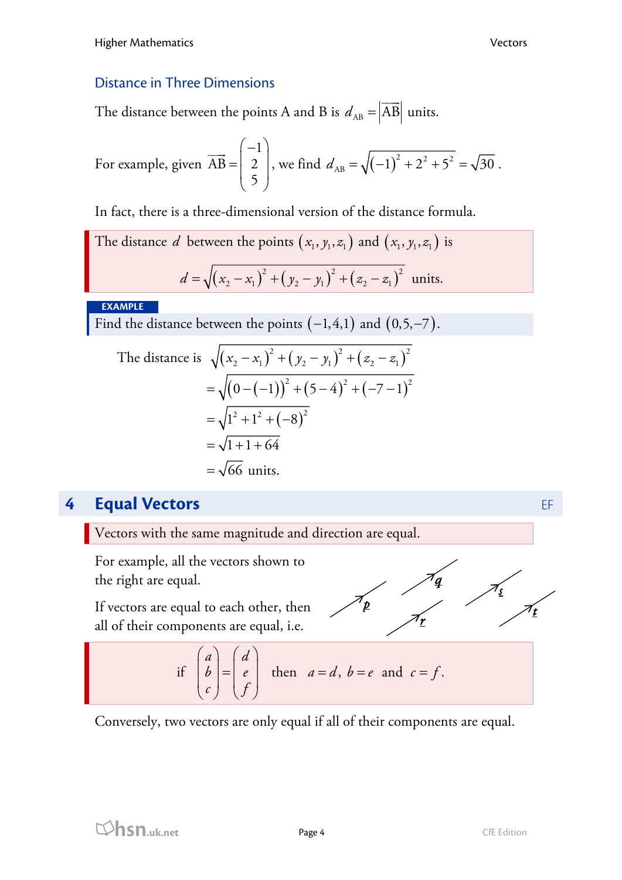## Distance in Three Dimensions

The distance between the points A and B is $d_{AB} = \left|\overrightarrow{AB}\right|$ units.

For example, given $\overrightarrow{AB} = \begin{pmatrix} -1 \\ 2 \\ 5 \end{pmatrix}$, we find $d_{AB} = \sqrt{(-1)^2 + 2^2 + 5^2} = \sqrt{30}$.

In fact, there is a three-dimensional version of the distance formula.

> The distance $d$ between the points $(x_1, y_1, z_1)$ and $(x_1, y_1, z_1)$ is
>
> $$d = \sqrt{(x_2 - x_1)^2 + (y_2 - y_1)^2 + (z_2 - z_1)^2} \text{ units.}$$

**EXAMPLE**

Find the distance between the points $(-1,4,1)$ and $(0,5,-7)$.

$$\begin{aligned}
\text{The distance is } &\sqrt{(x_2 - x_1)^2 + (y_2 - y_1)^2 + (z_2 - z_1)^2} \\
&= \sqrt{(0-(-1))^2 + (5-4)^2 + (-7-1)^2} \\
&= \sqrt{1^2 + 1^2 + (-8)^2} \\
&= \sqrt{1+1+64} \\
&= \sqrt{66} \text{ units.}
\end{aligned}$$

## 4 Equal Vectors

EF

> Vectors with the same magnitude and direction are equal.

For example, all the vectors shown to the right are equal.

If vectors are equal to each other, then all of their components are equal, i.e.

> $$\text{if } \begin{pmatrix} a \\ b \\ c \end{pmatrix} = \begin{pmatrix} d \\ e \\ f \end{pmatrix} \text{ then } a = d,\ b = e \text{ and } c = f.$$

Conversely, two vectors are only equal if all of their components are equal.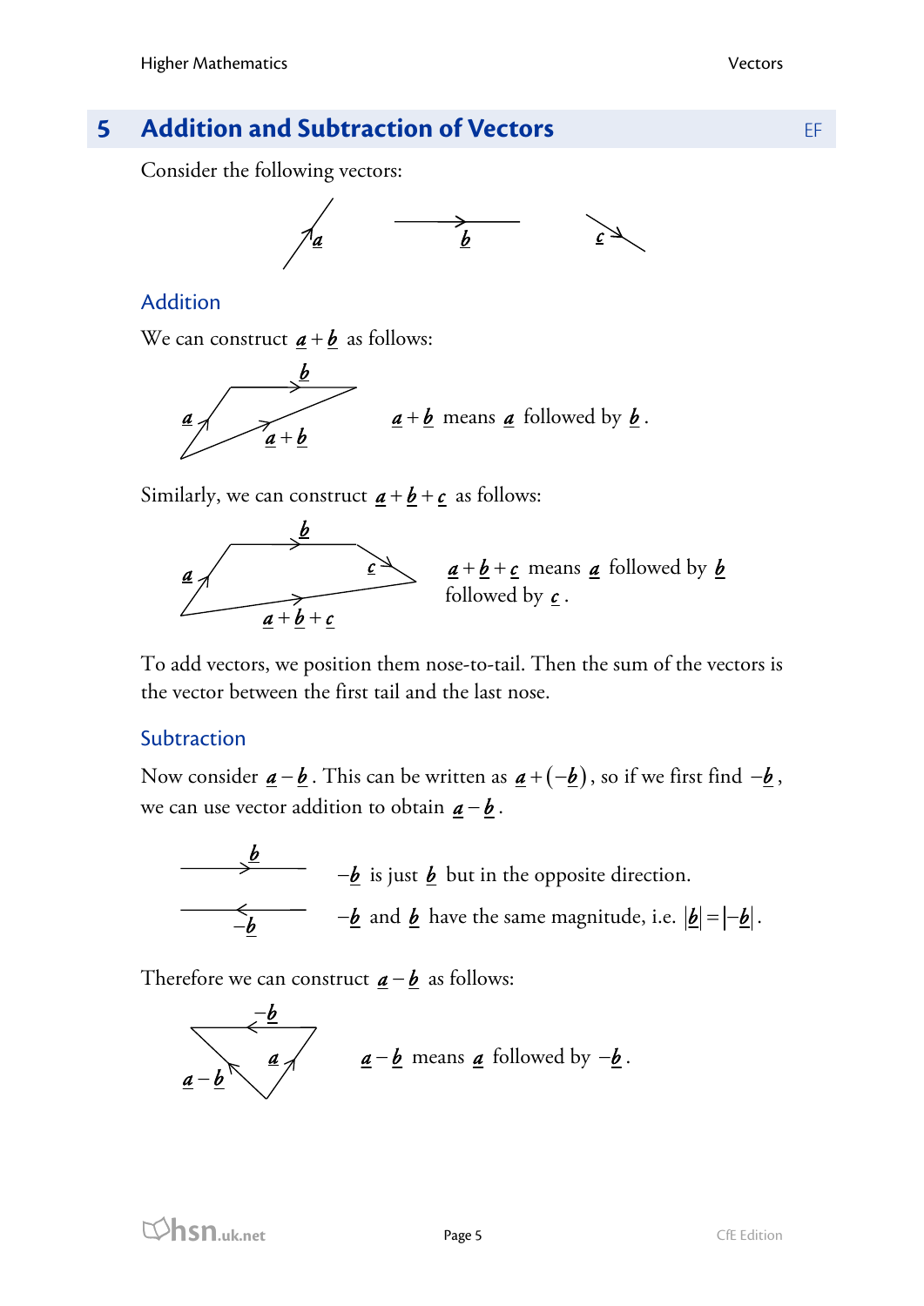## 5 Addition and Subtraction of Vectors

Consider the following vectors:

### Addition

We can construct $\underline{a} + \underline{b}$ as follows:

$\underline{a} + \underline{b}$ means $\underline{a}$ followed by $\underline{b}$.

Similarly, we can construct $\underline{a} + \underline{b} + \underline{c}$ as follows:

$\underline{a} + \underline{b} + \underline{c}$ means $\underline{a}$ followed by $\underline{b}$ followed by $\underline{c}$.

To add vectors, we position them nose-to-tail. Then the sum of the vectors is the vector between the first tail and the last nose.

### Subtraction

Now consider $\underline{a} - \underline{b}$. This can be written as $\underline{a} + (-\underline{b})$, so if we first find $-\underline{b}$, we can use vector addition to obtain $\underline{a} - \underline{b}$.

$-\underline{b}$ is just $\underline{b}$ but in the opposite direction.

$-\underline{b}$ and $\underline{b}$ have the same magnitude, i.e. $|\underline{b}| = |-\underline{b}|$.

Therefore we can construct $\underline{a} - \underline{b}$ as follows:

$\underline{a} - \underline{b}$ means $\underline{a}$ followed by $-\underline{b}$.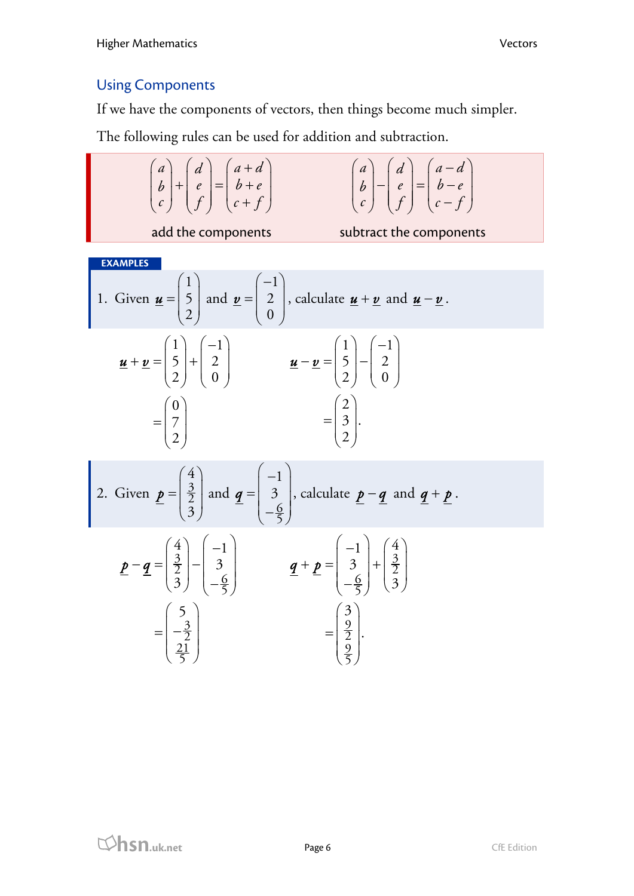## Using Components

If we have the components of vectors, then things become much simpler.

The following rules can be used for addition and subtraction.

$$\begin{pmatrix} a \\ b \\ c \end{pmatrix} + \begin{pmatrix} d \\ e \\ f \end{pmatrix} = \begin{pmatrix} a+d \\ b+e \\ c+f \end{pmatrix}$$

add the components

$$\begin{pmatrix} a \\ b \\ c \end{pmatrix} - \begin{pmatrix} d \\ e \\ f \end{pmatrix} = \begin{pmatrix} a-d \\ b-e \\ c-f \end{pmatrix}$$

subtract the components

**EXAMPLES**

1. Given $\underline{u} = \begin{pmatrix} 1 \\ 5 \\ 2 \end{pmatrix}$ and $\underline{v} = \begin{pmatrix} -1 \\ 2 \\ 0 \end{pmatrix}$, calculate $\underline{u} + \underline{v}$ and $\underline{u} - \underline{v}$.

$$\underline{u} + \underline{v} = \begin{pmatrix} 1 \\ 5 \\ 2 \end{pmatrix} + \begin{pmatrix} -1 \\ 2 \\ 0 \end{pmatrix} = \begin{pmatrix} 0 \\ 7 \\ 2 \end{pmatrix}$$

$$\underline{u} - \underline{v} = \begin{pmatrix} 1 \\ 5 \\ 2 \end{pmatrix} - \begin{pmatrix} -1 \\ 2 \\ 0 \end{pmatrix} = \begin{pmatrix} 2 \\ 3 \\ 2 \end{pmatrix}.$$

2. Given $\underline{p} = \begin{pmatrix} 4 \\ \frac{3}{2} \\ 3 \end{pmatrix}$ and $\underline{q} = \begin{pmatrix} -1 \\ 3 \\ -\frac{6}{5} \end{pmatrix}$, calculate $\underline{p} - \underline{q}$ and $\underline{q} + \underline{p}$.

$$\underline{p} - \underline{q} = \begin{pmatrix} 4 \\ \frac{3}{2} \\ 3 \end{pmatrix} - \begin{pmatrix} -1 \\ 3 \\ -\frac{6}{5} \end{pmatrix} = \begin{pmatrix} 5 \\ -\frac{3}{2} \\ \frac{21}{5} \end{pmatrix}$$

$$\underline{q} + \underline{p} = \begin{pmatrix} -1 \\ 3 \\ -\frac{6}{5} \end{pmatrix} + \begin{pmatrix} 4 \\ \frac{3}{2} \\ 3 \end{pmatrix} = \begin{pmatrix} 3 \\ \frac{9}{2} \\ \frac{9}{5} \end{pmatrix}.$$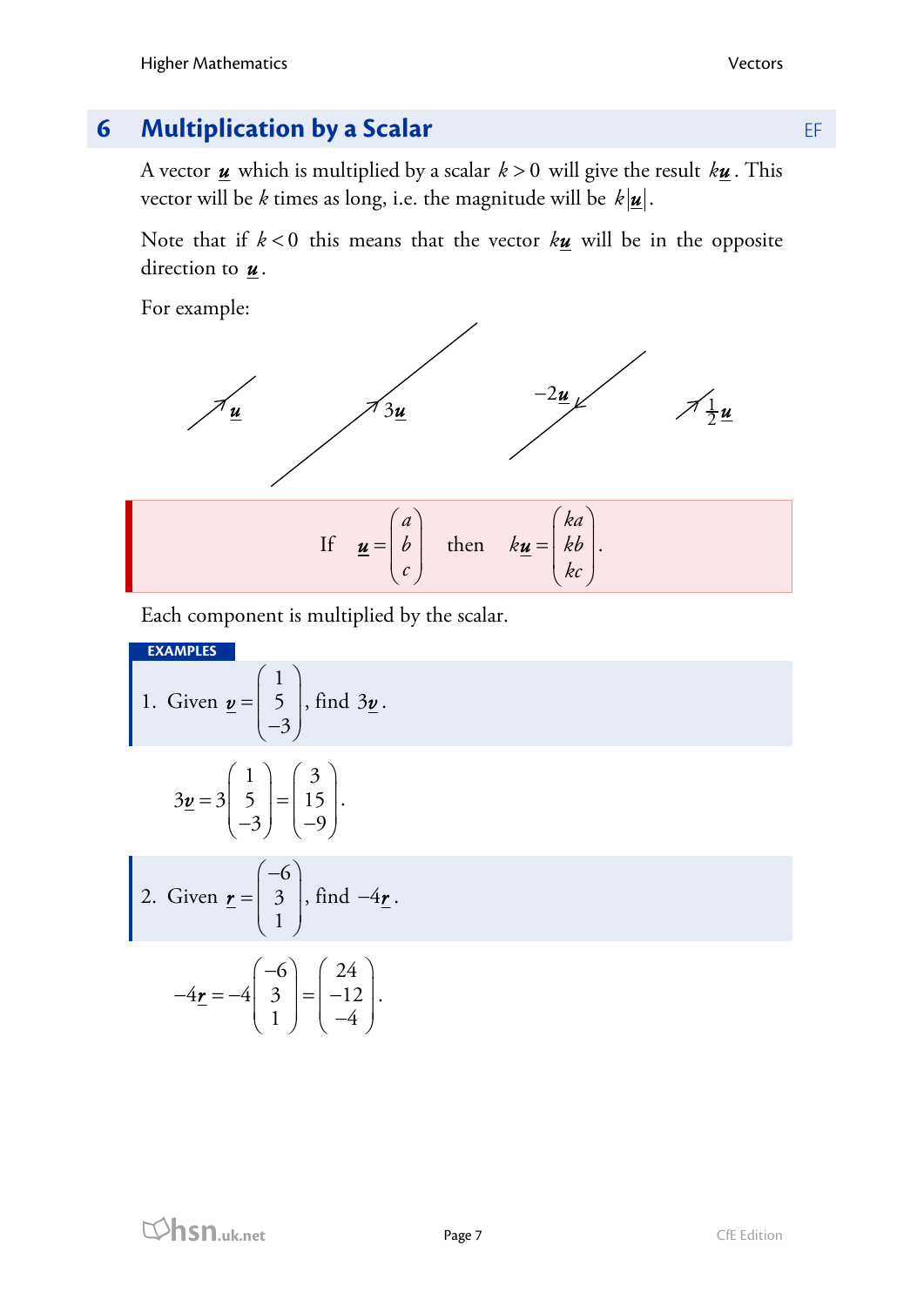## 6 Multiplication by a Scalar

A vector $\underline{\boldsymbol{u}}$ which is multiplied by a scalar $k > 0$ will give the result $k\underline{\boldsymbol{u}}$. This vector will be $k$ times as long, i.e. the magnitude will be $k|\underline{\boldsymbol{u}}|$.

Note that if $k < 0$ this means that the vector $k\underline{\boldsymbol{u}}$ will be in the opposite direction to $\underline{\boldsymbol{u}}$.

For example:

$\underline{\boldsymbol{u}}$ $\quad 3\underline{\boldsymbol{u}}$ $\quad -2\underline{\boldsymbol{u}}$ $\quad \frac{1}{2}\underline{\boldsymbol{u}}$

If $\underline{\boldsymbol{u}} = \begin{pmatrix} a \\ b \\ c \end{pmatrix}$ then $k\underline{\boldsymbol{u}} = \begin{pmatrix} ka \\ kb \\ kc \end{pmatrix}$.

Each component is multiplied by the scalar.

**EXAMPLES**

1. Given $\underline{v} = \begin{pmatrix} 1 \\ 5 \\ -3 \end{pmatrix}$, find $3\underline{v}$.

$$3\underline{v} = 3\begin{pmatrix} 1 \\ 5 \\ -3 \end{pmatrix} = \begin{pmatrix} 3 \\ 15 \\ -9 \end{pmatrix}.$$

2. Given $\underline{r} = \begin{pmatrix} -6 \\ 3 \\ 1 \end{pmatrix}$, find $-4\underline{r}$.

$$-4\underline{r} = -4\begin{pmatrix} -6 \\ 3 \\ 1 \end{pmatrix} = \begin{pmatrix} 24 \\ -12 \\ -4 \end{pmatrix}.$$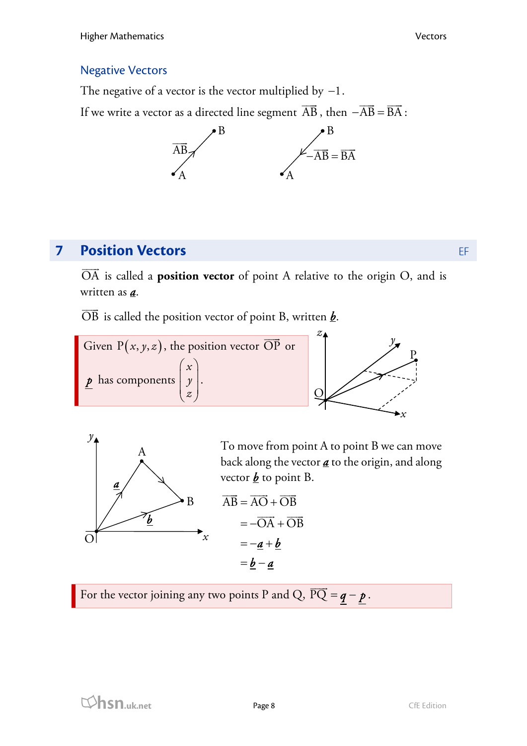## Negative Vectors

The negative of a vector is the vector multiplied by $-1$.

If we write a vector as a directed line segment $\overrightarrow{AB}$, then $-\overrightarrow{AB} = \overrightarrow{BA}$:

# 7 Position Vectors

EF

$\overrightarrow{OA}$ is called a **position vector** of point A relative to the origin O, and is written as $\underline{a}$.

$\overrightarrow{OB}$ is called the position vector of point B, written $\underline{b}$.

> Given $P(x, y, z)$, the position vector $\overrightarrow{OP}$ or $\underline{p}$ has components $\begin{pmatrix} x \\ y \\ z \end{pmatrix}$.

To move from point A to point B we can move back along the vector $\underline{a}$ to the origin, and along vector $\underline{b}$ to point B.

$$\begin{aligned}
\overrightarrow{AB} &= \overrightarrow{AO} + \overrightarrow{OB} \\
&= -\overrightarrow{OA} + \overrightarrow{OB} \\
&= -\underline{a} + \underline{b} \\
&= \underline{b} - \underline{a}
\end{aligned}$$

> For the vector joining any two points P and Q, $\overrightarrow{PQ} = \underline{q} - \underline{p}$.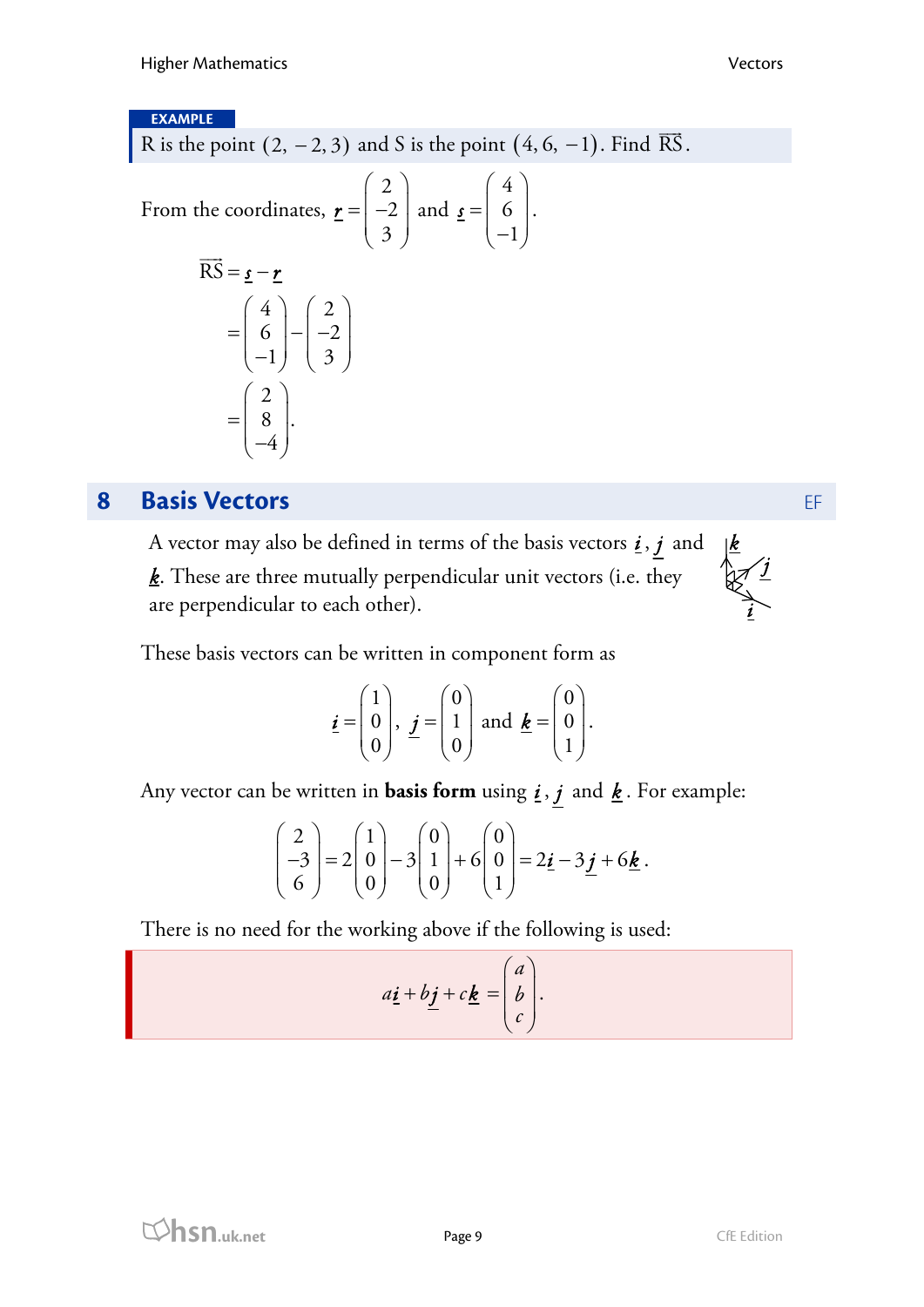**EXAMPLE**

R is the point $(2, -2, 3)$ and S is the point $(4, 6, -1)$. Find $\overrightarrow{RS}$.

From the coordinates, $\underline{r} = \begin{pmatrix} 2 \\ -2 \\ 3 \end{pmatrix}$ and $\underline{s} = \begin{pmatrix} 4 \\ 6 \\ -1 \end{pmatrix}$.

$$\begin{aligned} \overrightarrow{RS} &= \underline{s} - \underline{r} \\ &= \begin{pmatrix} 4 \\ 6 \\ -1 \end{pmatrix} - \begin{pmatrix} 2 \\ -2 \\ 3 \end{pmatrix} \\ &= \begin{pmatrix} 2 \\ 8 \\ -4 \end{pmatrix}. \end{aligned}$$

## 8 Basis Vectors

EF

A vector may also be defined in terms of the basis vectors $\underline{i}$, $\underline{j}$ and $\underline{k}$. These are three mutually perpendicular unit vectors (i.e. they are perpendicular to each other).

These basis vectors can be written in component form as

$$\underline{i} = \begin{pmatrix} 1 \\ 0 \\ 0 \end{pmatrix}, \ \underline{j} = \begin{pmatrix} 0 \\ 1 \\ 0 \end{pmatrix} \text{ and } \underline{k} = \begin{pmatrix} 0 \\ 0 \\ 1 \end{pmatrix}.$$

Any vector can be written in **basis form** using $\underline{i}$, $\underline{j}$ and $\underline{k}$. For example:

$$\begin{pmatrix} 2 \\ -3 \\ 6 \end{pmatrix} = 2\begin{pmatrix} 1 \\ 0 \\ 0 \end{pmatrix} - 3\begin{pmatrix} 0 \\ 1 \\ 0 \end{pmatrix} + 6\begin{pmatrix} 0 \\ 0 \\ 1 \end{pmatrix} = 2\underline{i} - 3\underline{j} + 6\underline{k}.$$

There is no need for the working above if the following is used:

$$a\underline{i} + b\underline{j} + c\underline{k} = \begin{pmatrix} a \\ b \\ c \end{pmatrix}.$$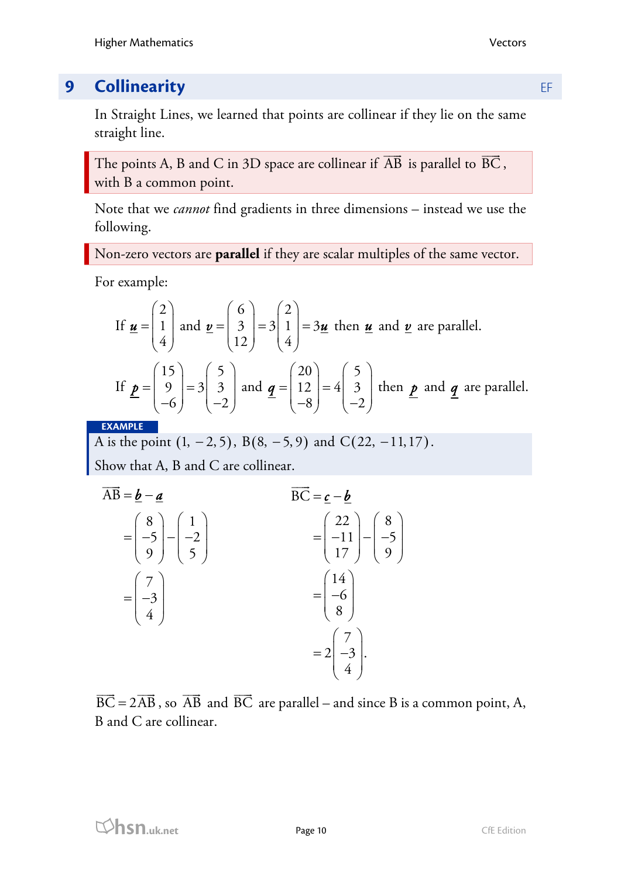## 9 Collinearity

In Straight Lines, we learned that points are collinear if they lie on the same straight line.

The points A, B and C in 3D space are collinear if $\overrightarrow{AB}$ is parallel to $\overrightarrow{BC}$, with B a common point.

Note that we *cannot* find gradients in three dimensions – instead we use the following.

Non-zero vectors are **parallel** if they are scalar multiples of the same vector.

For example:

$$\text{If } \underline{u} = \begin{pmatrix} 2 \\ 1 \\ 4 \end{pmatrix} \text{ and } \underline{v} = \begin{pmatrix} 6 \\ 3 \\ 12 \end{pmatrix} = 3\begin{pmatrix} 2 \\ 1 \\ 4 \end{pmatrix} = 3\underline{u} \text{ then } \underline{u} \text{ and } \underline{v} \text{ are parallel.}$$

$$\text{If } \underline{p} = \begin{pmatrix} 15 \\ 9 \\ -6 \end{pmatrix} = 3\begin{pmatrix} 5 \\ 3 \\ -2 \end{pmatrix} \text{ and } \underline{q} = \begin{pmatrix} 20 \\ 12 \\ -8 \end{pmatrix} = 4\begin{pmatrix} 5 \\ 3 \\ -2 \end{pmatrix} \text{ then } \underline{p} \text{ and } \underline{q} \text{ are parallel.}$$

**EXAMPLE**

A is the point $(1, -2, 5)$, $B(8, -5, 9)$ and $C(22, -11, 17)$.

Show that A, B and C are collinear.

$$\overrightarrow{AB} = \underline{b} - \underline{a} = \begin{pmatrix} 8 \\ -5 \\ 9 \end{pmatrix} - \begin{pmatrix} 1 \\ -2 \\ 5 \end{pmatrix} = \begin{pmatrix} 7 \\ -3 \\ 4 \end{pmatrix}$$

$$\overrightarrow{BC} = \underline{c} - \underline{b} = \begin{pmatrix} 22 \\ -11 \\ 17 \end{pmatrix} - \begin{pmatrix} 8 \\ -5 \\ 9 \end{pmatrix} = \begin{pmatrix} 14 \\ -6 \\ 8 \end{pmatrix} = 2\begin{pmatrix} 7 \\ -3 \\ 4 \end{pmatrix}.$$

$\overrightarrow{BC} = 2\overrightarrow{AB}$, so $\overrightarrow{AB}$ and $\overrightarrow{BC}$ are parallel – and since B is a common point, A, B and C are collinear.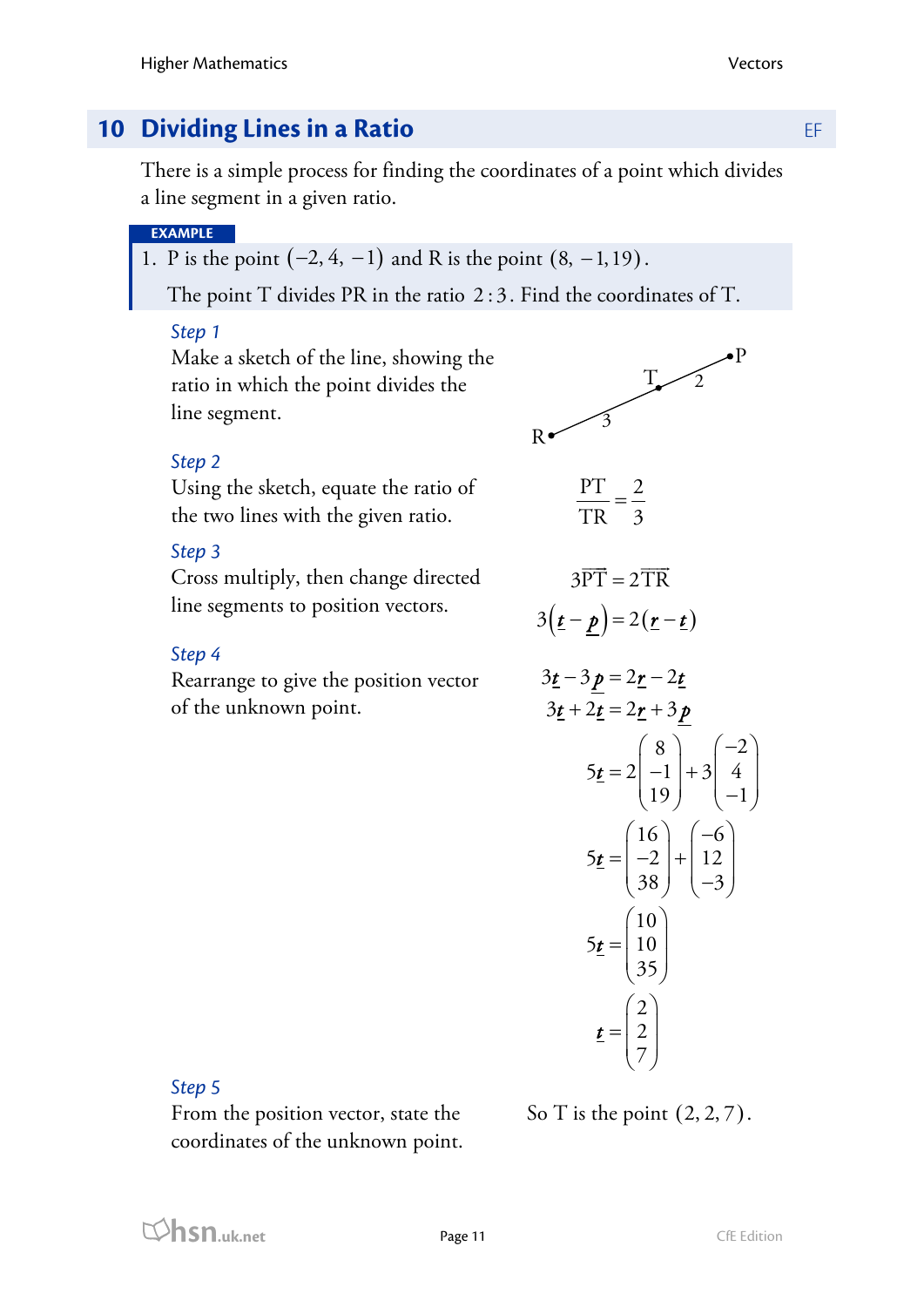## 10 Dividing Lines in a Ratio

EF

There is a simple process for finding the coordinates of a point which divides a line segment in a given ratio.

**EXAMPLE**

1. P is the point $(-2, 4, -1)$ and R is the point $(8, -1, 19)$.

   The point T divides PR in the ratio $2:3$. Find the coordinates of T.

*Step 1*

Make a sketch of the line, showing the ratio in which the point divides the line segment.

(Sketch: line from R to P with point T; RT labelled 3, TP labelled 2.)

*Step 2*

Using the sketch, equate the ratio of the two lines with the given ratio.

$$\frac{PT}{TR} = \frac{2}{3}$$

*Step 3*

Cross multiply, then change directed line segments to position vectors.

$$3\overrightarrow{PT} = 2\overrightarrow{TR}$$

$$3(\underline{t} - \underline{p}) = 2(\underline{r} - \underline{t})$$

*Step 4*

Rearrange to give the position vector of the unknown point.

$$3\underline{t} - 3\underline{p} = 2\underline{r} - 2\underline{t}$$

$$3\underline{t} + 2\underline{t} = 2\underline{r} + 3\underline{p}$$

$$5\underline{t} = 2\begin{pmatrix} 8 \\ -1 \\ 19 \end{pmatrix} + 3\begin{pmatrix} -2 \\ 4 \\ -1 \end{pmatrix}$$

$$5\underline{t} = \begin{pmatrix} 16 \\ -2 \\ 38 \end{pmatrix} + \begin{pmatrix} -6 \\ 12 \\ -3 \end{pmatrix}$$

$$5\underline{t} = \begin{pmatrix} 10 \\ 10 \\ 35 \end{pmatrix}$$

$$\underline{t} = \begin{pmatrix} 2 \\ 2 \\ 7 \end{pmatrix}$$

*Step 5*

From the position vector, state the coordinates of the unknown point.

So T is the point $(2, 2, 7)$.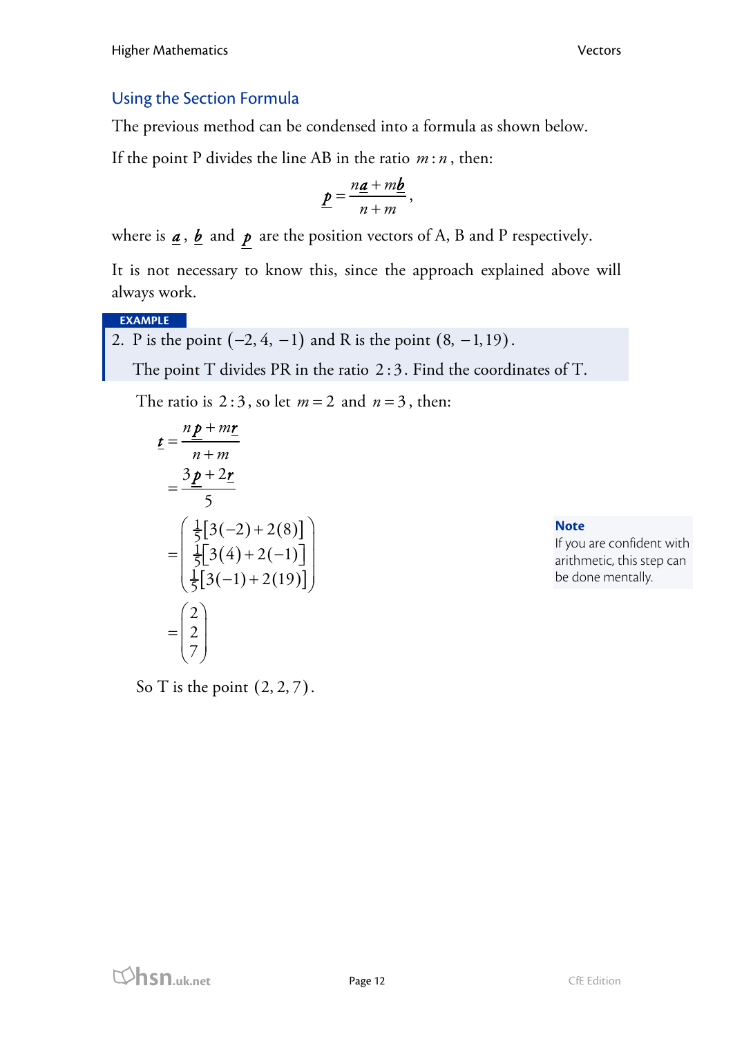## Using the Section Formula

The previous method can be condensed into a formula as shown below.

If the point P divides the line AB in the ratio $m : n$, then:

$$\underline{p} = \frac{n\underline{a} + m\underline{b}}{n + m},$$

where is $\underline{a}$, $\underline{b}$ and $\underline{p}$ are the position vectors of A, B and P respectively.

It is not necessary to know this, since the approach explained above will always work.

**EXAMPLE**

2. P is the point $(-2, 4, -1)$ and R is the point $(8, -1, 19)$.

   The point T divides PR in the ratio $2 : 3$. Find the coordinates of T.

The ratio is $2 : 3$, so let $m = 2$ and $n = 3$, then:

$$\begin{aligned}
\underline{t} &= \frac{n\underline{p} + m\underline{r}}{n + m} \\
&= \frac{3\underline{p} + 2\underline{r}}{5} \\
&= \begin{pmatrix} \frac{1}{5}[3(-2) + 2(8)] \\ \frac{1}{5}[3(4) + 2(-1)] \\ \frac{1}{5}[3(-1) + 2(19)] \end{pmatrix} \\
&= \begin{pmatrix} 2 \\ 2 \\ 7 \end{pmatrix}
\end{aligned}$$

**Note**
If you are confident with arithmetic, this step can be done mentally.

So T is the point $(2, 2, 7)$.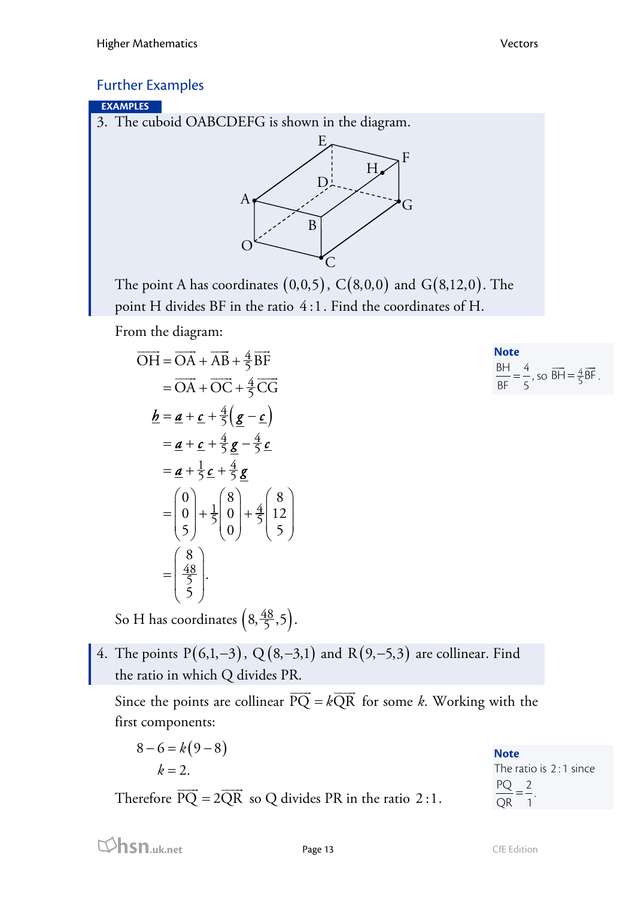## Further Examples

**EXAMPLES**

3. The cuboid OABCDEFG is shown in the diagram.

The point A has coordinates $(0,0,5)$, $C(8,0,0)$ and $G(8,12,0)$. The point H divides BF in the ratio $4:1$. Find the coordinates of H.

From the diagram:

$$\begin{aligned}
\overrightarrow{OH} &= \overrightarrow{OA} + \overrightarrow{AB} + \tfrac{4}{5}\overrightarrow{BF} \\
&= \overrightarrow{OA} + \overrightarrow{OC} + \tfrac{4}{5}\overrightarrow{CG} \\
\underline{h} &= \underline{a} + \underline{c} + \tfrac{4}{5}\left(\underline{g} - \underline{c}\right) \\
&= \underline{a} + \underline{c} + \tfrac{4}{5}\underline{g} - \tfrac{4}{5}\underline{c} \\
&= \underline{a} + \tfrac{1}{5}\underline{c} + \tfrac{4}{5}\underline{g} \\
&= \begin{pmatrix} 0 \\ 0 \\ 5 \end{pmatrix} + \tfrac{1}{5}\begin{pmatrix} 8 \\ 0 \\ 0 \end{pmatrix} + \tfrac{4}{5}\begin{pmatrix} 8 \\ 12 \\ 5 \end{pmatrix} \\
&= \begin{pmatrix} 8 \\ \frac{48}{5} \\ 5 \end{pmatrix}.
\end{aligned}$$

So H has coordinates $\left(8, \frac{48}{5}, 5\right)$.

**Note**

$\frac{BH}{BF} = \frac{4}{5}$, so $\overrightarrow{BH} = \frac{4}{5}\overrightarrow{BF}$.

4. The points $P(6,1,-3)$, $Q(8,-3,1)$ and $R(9,-5,3)$ are collinear. Find the ratio in which Q divides PR.

Since the points are collinear $\overrightarrow{PQ} = k\overrightarrow{QR}$ for some $k$. Working with the first components:

$$\begin{aligned}
8 - 6 &= k(9-8) \\
k &= 2.
\end{aligned}$$

Therefore $\overrightarrow{PQ} = 2\overrightarrow{QR}$ so Q divides PR in the ratio $2:1$.

**Note**

The ratio is $2:1$ since $\frac{PQ}{QR} = \frac{2}{1}$.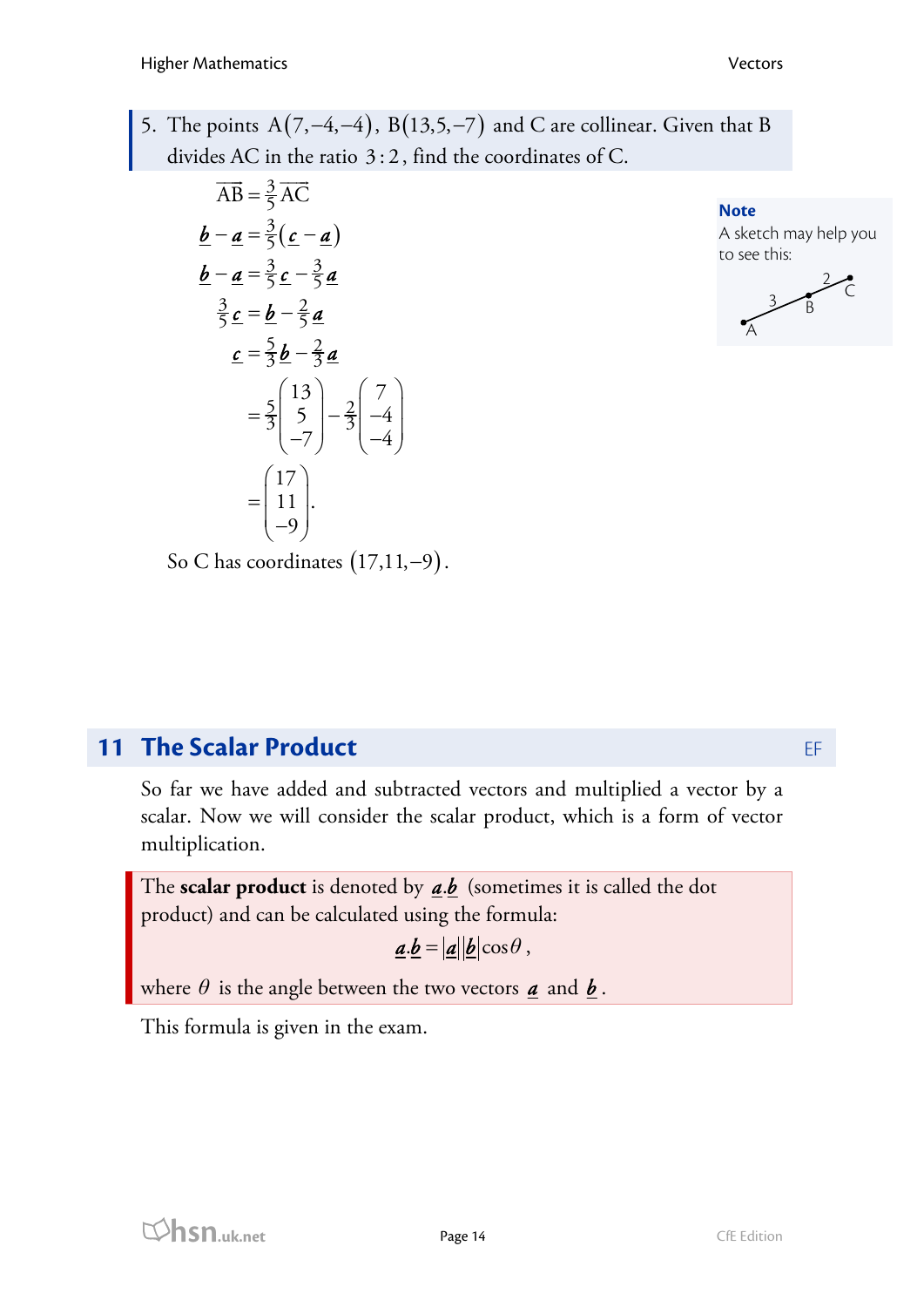5. The points $A(7,-4,-4)$, $B(13,5,-7)$ and C are collinear. Given that B divides AC in the ratio $3:2$, find the coordinates of C.

$$\overrightarrow{AB} = \tfrac{3}{5}\overrightarrow{AC}$$

$$\underline{b} - \underline{a} = \tfrac{3}{5}(\underline{c} - \underline{a})$$

$$\underline{b} - \underline{a} = \tfrac{3}{5}\underline{c} - \tfrac{3}{5}\underline{a}$$

$$\tfrac{3}{5}\underline{c} = \underline{b} - \tfrac{2}{5}\underline{a}$$

$$\underline{c} = \tfrac{5}{3}\underline{b} - \tfrac{2}{3}\underline{a}$$

$$= \tfrac{5}{3}\begin{pmatrix}13\\5\\-7\end{pmatrix} - \tfrac{2}{3}\begin{pmatrix}7\\-4\\-4\end{pmatrix}$$

$$= \begin{pmatrix}17\\11\\-9\end{pmatrix}.$$

So C has coordinates $(17,11,-9)$.

**Note**
A sketch may help you to see this:

## 11 The Scalar Product

So far we have added and subtracted vectors and multiplied a vector by a scalar. Now we will consider the scalar product, which is a form of vector multiplication.

The **scalar product** is denoted by $\underline{a}.\underline{b}$ (sometimes it is called the dot product) and can be calculated using the formula:

$$\underline{a}.\underline{b} = |\underline{a}||\underline{b}|\cos\theta,$$

where $\theta$ is the angle between the two vectors $\underline{a}$ and $\underline{b}$.

This formula is given in the exam.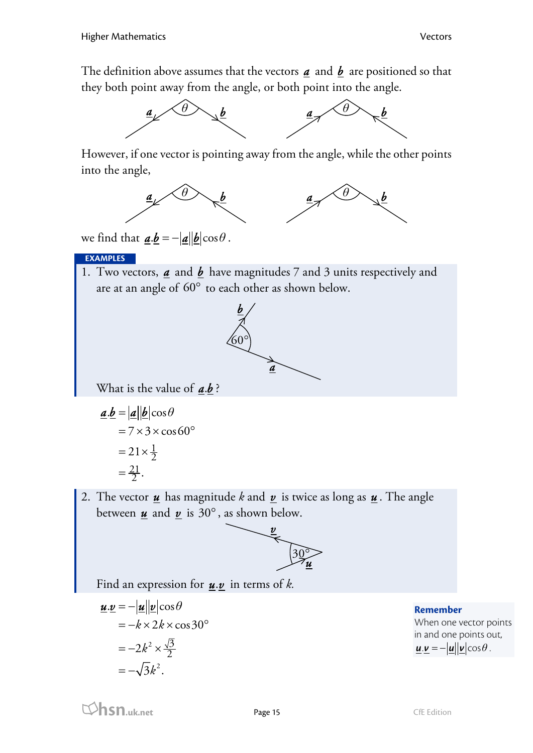The definition above assumes that the vectors $\underline{a}$ and $\underline{b}$ are positioned so that they both point away from the angle, or both point into the angle.

However, if one vector is pointing away from the angle, while the other points into the angle,

we find that $\underline{a}.\underline{b} = -|\underline{a}||\underline{b}|\cos\theta$.

**EXAMPLES**

1. Two vectors, $\underline{a}$ and $\underline{b}$ have magnitudes 7 and 3 units respectively and are at an angle of $60°$ to each other as shown below.

   What is the value of $\underline{a}.\underline{b}$?

$$
\begin{aligned}
\underline{a}.\underline{b} &= |\underline{a}||\underline{b}|\cos\theta \\
&= 7 \times 3 \times \cos 60° \\
&= 21 \times \tfrac{1}{2} \\
&= \tfrac{21}{2}.
\end{aligned}
$$

2. The vector $\underline{u}$ has magnitude $k$ and $\underline{v}$ is twice as long as $\underline{u}$. The angle between $\underline{u}$ and $\underline{v}$ is $30°$, as shown below.

   Find an expression for $\underline{u}.\underline{v}$ in terms of $k$.

$$
\begin{aligned}
\underline{u}.\underline{v} &= -|\underline{u}||\underline{v}|\cos\theta \\
&= -k \times 2k \times \cos 30° \\
&= -2k^2 \times \tfrac{\sqrt{3}}{2} \\
&= -\sqrt{3}k^2.
\end{aligned}
$$

**Remember**
When one vector points in and one points out, $\underline{u}.\underline{v} = -|\underline{u}||\underline{v}|\cos\theta$.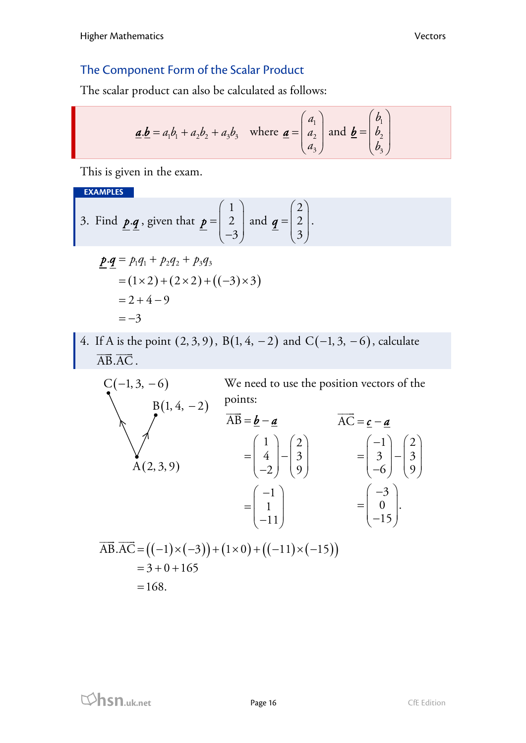## The Component Form of the Scalar Product

The scalar product can also be calculated as follows:

$$\underline{a}.\underline{b} = a_1b_1 + a_2b_2 + a_3b_3 \quad \text{where } \underline{a} = \begin{pmatrix} a_1 \\ a_2 \\ a_3 \end{pmatrix} \text{ and } \underline{b} = \begin{pmatrix} b_1 \\ b_2 \\ b_3 \end{pmatrix}$$

This is given in the exam.

**EXAMPLES**

3. Find $\underline{p}.\underline{q}$, given that $\underline{p} = \begin{pmatrix} 1 \\ 2 \\ -3 \end{pmatrix}$ and $\underline{q} = \begin{pmatrix} 2 \\ 2 \\ 3 \end{pmatrix}$.

$$\begin{aligned} \underline{p}.\underline{q} &= p_1q_1 + p_2q_2 + p_3q_3 \\ &= (1\times 2) + (2\times 2) + ((-3)\times 3) \\ &= 2 + 4 - 9 \\ &= -3 \end{aligned}$$

4. If A is the point $(2, 3, 9)$, $\text{B}(1, 4, -2)$ and $\text{C}(-1, 3, -6)$, calculate $\overrightarrow{\text{AB}}.\overrightarrow{\text{AC}}$.

$\text{C}(-1, 3, -6)$, $\text{B}(1, 4, -2)$, $\text{A}(2, 3, 9)$

We need to use the position vectors of the points:

$$\overrightarrow{\text{AB}} = \underline{b} - \underline{a} = \begin{pmatrix} 1 \\ 4 \\ -2 \end{pmatrix} - \begin{pmatrix} 2 \\ 3 \\ 9 \end{pmatrix} = \begin{pmatrix} -1 \\ 1 \\ -11 \end{pmatrix}$$

$$\overrightarrow{\text{AC}} = \underline{c} - \underline{a} = \begin{pmatrix} -1 \\ 3 \\ -6 \end{pmatrix} - \begin{pmatrix} 2 \\ 3 \\ 9 \end{pmatrix} = \begin{pmatrix} -3 \\ 0 \\ -15 \end{pmatrix}.$$

$$\begin{aligned} \overrightarrow{\text{AB}}.\overrightarrow{\text{AC}} &= ((-1)\times(-3)) + (1\times 0) + ((-11)\times(-15)) \\ &= 3 + 0 + 165 \\ &= 168. \end{aligned}$$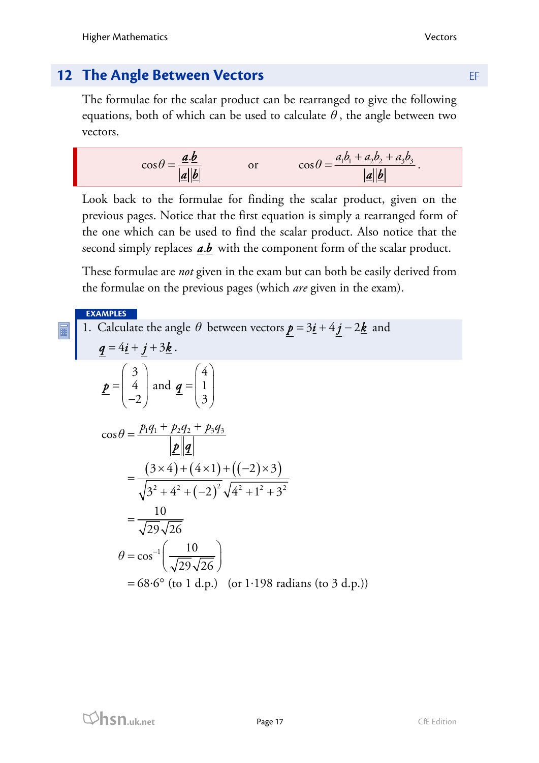## 12 The Angle Between Vectors

EF

The formulae for the scalar product can be rearranged to give the following equations, both of which can be used to calculate $\theta$, the angle between two vectors.

$$\cos\theta = \frac{\underline{a}.\underline{b}}{|\underline{a}||\underline{b}|} \qquad \text{or} \qquad \cos\theta = \frac{a_1b_1 + a_2b_2 + a_3b_3}{|\underline{a}||\underline{b}|}.$$

Look back to the formulae for finding the scalar product, given on the previous pages. Notice that the first equation is simply a rearranged form of the one which can be used to find the scalar product. Also notice that the second simply replaces $\underline{a}.\underline{b}$ with the component form of the scalar product.

These formulae are *not* given in the exam but can both be easily derived from the formulae on the previous pages (which *are* given in the exam).

**EXAMPLES**

1. Calculate the angle $\theta$ between vectors $\underline{p} = 3\underline{i} + 4\underline{j} - 2\underline{k}$ and $\underline{q} = 4\underline{i} + \underline{j} + 3\underline{k}$.

$$\underline{p} = \begin{pmatrix} 3 \\ 4 \\ -2 \end{pmatrix} \text{ and } \underline{q} = \begin{pmatrix} 4 \\ 1 \\ 3 \end{pmatrix}$$

$$\begin{aligned}
\cos\theta &= \frac{p_1q_1 + p_2q_2 + p_3q_3}{|\underline{p}||\underline{q}|} \\
&= \frac{(3\times4)+(4\times1)+((-2)\times3)}{\sqrt{3^2+4^2+(-2)^2}\sqrt{4^2+1^2+3^2}} \\
&= \frac{10}{\sqrt{29}\sqrt{26}} \\
\theta &= \cos^{-1}\left(\frac{10}{\sqrt{29}\sqrt{26}}\right) \\
&= 68\cdot6° \text{ (to 1 d.p.)} \quad \text{(or } 1\cdot198 \text{ radians (to 3 d.p.))}
\end{aligned}$$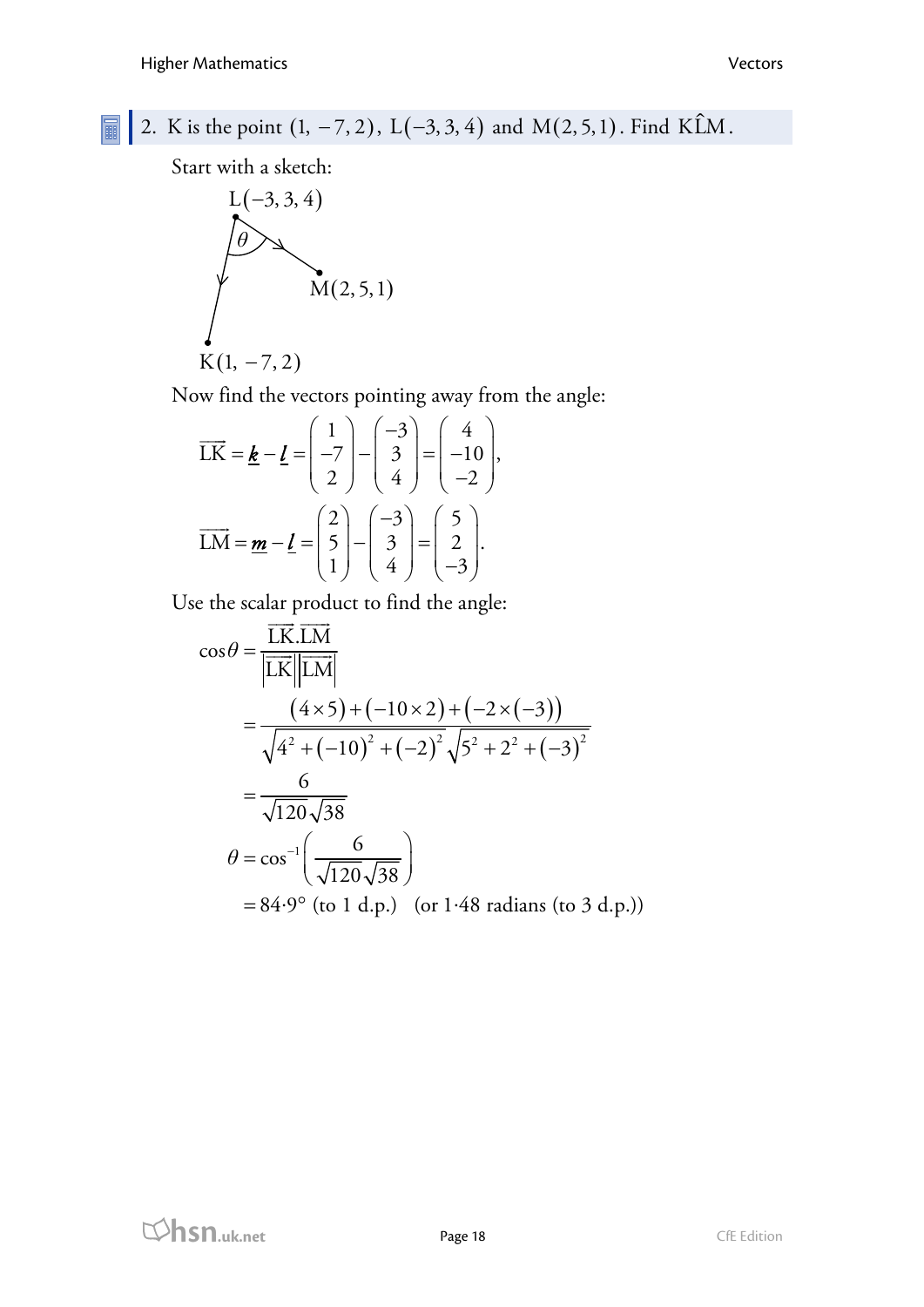2. K is the point $(1, -7, 2)$, $L(-3, 3, 4)$ and $M(2, 5, 1)$. Find $K\hat{L}M$.

Start with a sketch:

$L(-3, 3, 4)$

$\theta$

$M(2, 5, 1)$

$K(1, -7, 2)$

Now find the vectors pointing away from the angle:

$$\overrightarrow{LK} = \underline{\boldsymbol{k}} - \underline{\boldsymbol{l}} = \begin{pmatrix} 1 \\ -7 \\ 2 \end{pmatrix} - \begin{pmatrix} -3 \\ 3 \\ 4 \end{pmatrix} = \begin{pmatrix} 4 \\ -10 \\ -2 \end{pmatrix},$$

$$\overrightarrow{LM} = \underline{\boldsymbol{m}} - \underline{\boldsymbol{l}} = \begin{pmatrix} 2 \\ 5 \\ 1 \end{pmatrix} - \begin{pmatrix} -3 \\ 3 \\ 4 \end{pmatrix} = \begin{pmatrix} 5 \\ 2 \\ -3 \end{pmatrix}.$$

Use the scalar product to find the angle:

$$\begin{aligned}
\cos\theta &= \frac{\overrightarrow{LK}.\overrightarrow{LM}}{\left|\overrightarrow{LK}\right|\left|\overrightarrow{LM}\right|} \\
&= \frac{(4\times 5) + (-10\times 2) + (-2\times(-3))}{\sqrt{4^2 + (-10)^2 + (-2)^2}\sqrt{5^2 + 2^2 + (-3)^2}} \\
&= \frac{6}{\sqrt{120}\sqrt{38}} \\
\theta &= \cos^{-1}\left(\frac{6}{\sqrt{120}\sqrt{38}}\right) \\
&= 84{\cdot}9^\circ \text{ (to 1 d.p.)} \quad \text{(or } 1{\cdot}48 \text{ radians (to 3 d.p.))}
\end{aligned}$$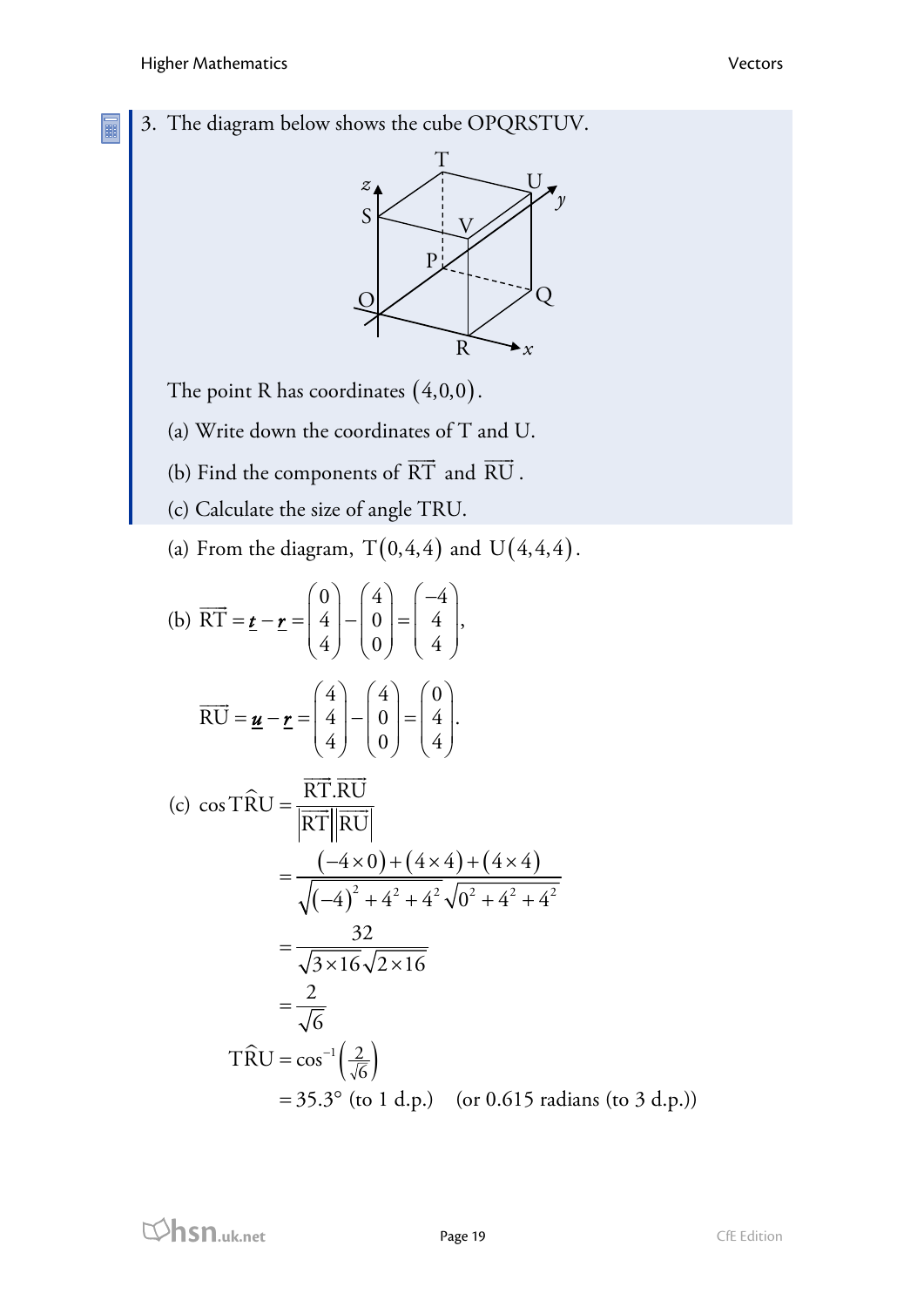3. The diagram below shows the cube OPQRSTUV.

The point R has coordinates $(4,0,0)$.

(a) Write down the coordinates of T and U.

(b) Find the components of $\overrightarrow{RT}$ and $\overrightarrow{RU}$.

(c) Calculate the size of angle TRU.

(a) From the diagram, $T(0,4,4)$ and $U(4,4,4)$.

(b) $$\overrightarrow{RT} = \underline{\boldsymbol{t}} - \underline{\boldsymbol{r}} = \begin{pmatrix} 0 \\ 4 \\ 4 \end{pmatrix} - \begin{pmatrix} 4 \\ 0 \\ 0 \end{pmatrix} = \begin{pmatrix} -4 \\ 4 \\ 4 \end{pmatrix},$$

$$\overrightarrow{RU} = \underline{\boldsymbol{u}} - \underline{\boldsymbol{r}} = \begin{pmatrix} 4 \\ 4 \\ 4 \end{pmatrix} - \begin{pmatrix} 4 \\ 0 \\ 0 \end{pmatrix} = \begin{pmatrix} 0 \\ 4 \\ 4 \end{pmatrix}.$$

(c) $$\begin{aligned}
\cos T\hat{R}U &= \frac{\overrightarrow{RT}.\overrightarrow{RU}}{\left|\overrightarrow{RT}\right|\left|\overrightarrow{RU}\right|} \\
&= \frac{(-4\times 0)+(4\times 4)+(4\times 4)}{\sqrt{(-4)^2+4^2+4^2}\sqrt{0^2+4^2+4^2}} \\
&= \frac{32}{\sqrt{3\times 16}\sqrt{2\times 16}} \\
&= \frac{2}{\sqrt{6}}
\end{aligned}$$

$$\begin{aligned}
T\hat{R}U &= \cos^{-1}\left(\tfrac{2}{\sqrt{6}}\right) \\
&= 35.3^\circ \text{ (to 1 d.p.)} \quad \text{(or 0.615 radians (to 3 d.p.))}
\end{aligned}$$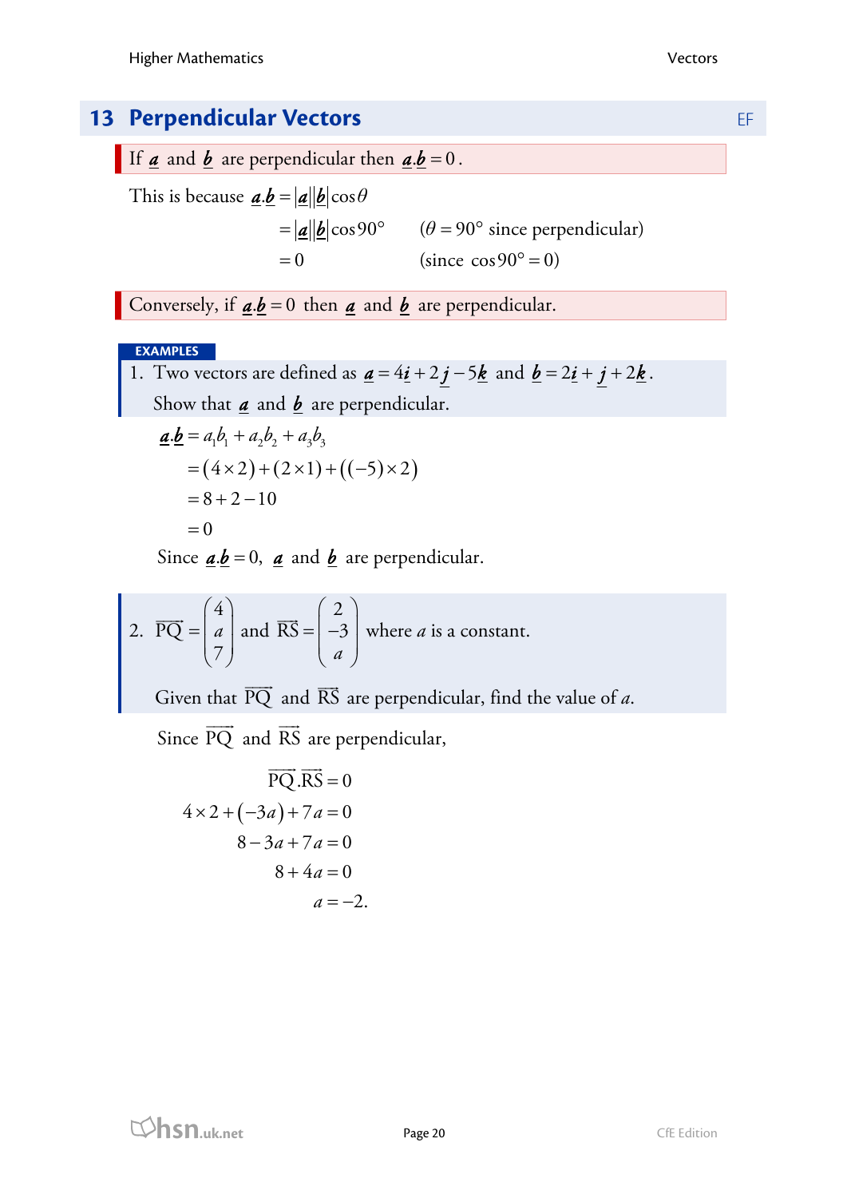## 13 Perpendicular Vectors

EF

If $\underset{\sim}{a}$ and $\underset{\sim}{b}$ are perpendicular then $\underset{\sim}{a}.\underset{\sim}{b} = 0$.

This is because
$$\begin{aligned}\underset{\sim}{a}.\underset{\sim}{b} &= |\underset{\sim}{a}||\underset{\sim}{b}|\cos\theta \\ &= |\underset{\sim}{a}||\underset{\sim}{b}|\cos 90° \qquad (\theta = 90° \text{ since perpendicular}) \\ &= 0 \qquad (\text{since } \cos 90° = 0)\end{aligned}$$

Conversely, if $\underset{\sim}{a}.\underset{\sim}{b} = 0$ then $\underset{\sim}{a}$ and $\underset{\sim}{b}$ are perpendicular.

**EXAMPLES**

1. Two vectors are defined as $\underset{\sim}{a} = 4\underset{\sim}{i} + 2\underset{\sim}{j} - 5\underset{\sim}{k}$ and $\underset{\sim}{b} = 2\underset{\sim}{i} + \underset{\sim}{j} + 2\underset{\sim}{k}$.

   Show that $\underset{\sim}{a}$ and $\underset{\sim}{b}$ are perpendicular.

$$\begin{aligned}\underset{\sim}{a}.\underset{\sim}{b} &= a_1b_1 + a_2b_2 + a_3b_3 \\ &= (4\times 2) + (2\times 1) + ((-5)\times 2) \\ &= 8 + 2 - 10 \\ &= 0\end{aligned}$$

Since $\underset{\sim}{a}.\underset{\sim}{b} = 0$, $\underset{\sim}{a}$ and $\underset{\sim}{b}$ are perpendicular.

2. $\overrightarrow{PQ} = \begin{pmatrix} 4 \\ a \\ 7 \end{pmatrix}$ and $\overrightarrow{RS} = \begin{pmatrix} 2 \\ -3 \\ a \end{pmatrix}$ where $a$ is a constant.

   Given that $\overrightarrow{PQ}$ and $\overrightarrow{RS}$ are perpendicular, find the value of $a$.

Since $\overrightarrow{PQ}$ and $\overrightarrow{RS}$ are perpendicular,

$$\begin{aligned}\overrightarrow{PQ}.\overrightarrow{RS} &= 0 \\ 4\times 2 + (-3a) + 7a &= 0 \\ 8 - 3a + 7a &= 0 \\ 8 + 4a &= 0 \\ a &= -2.\end{aligned}$$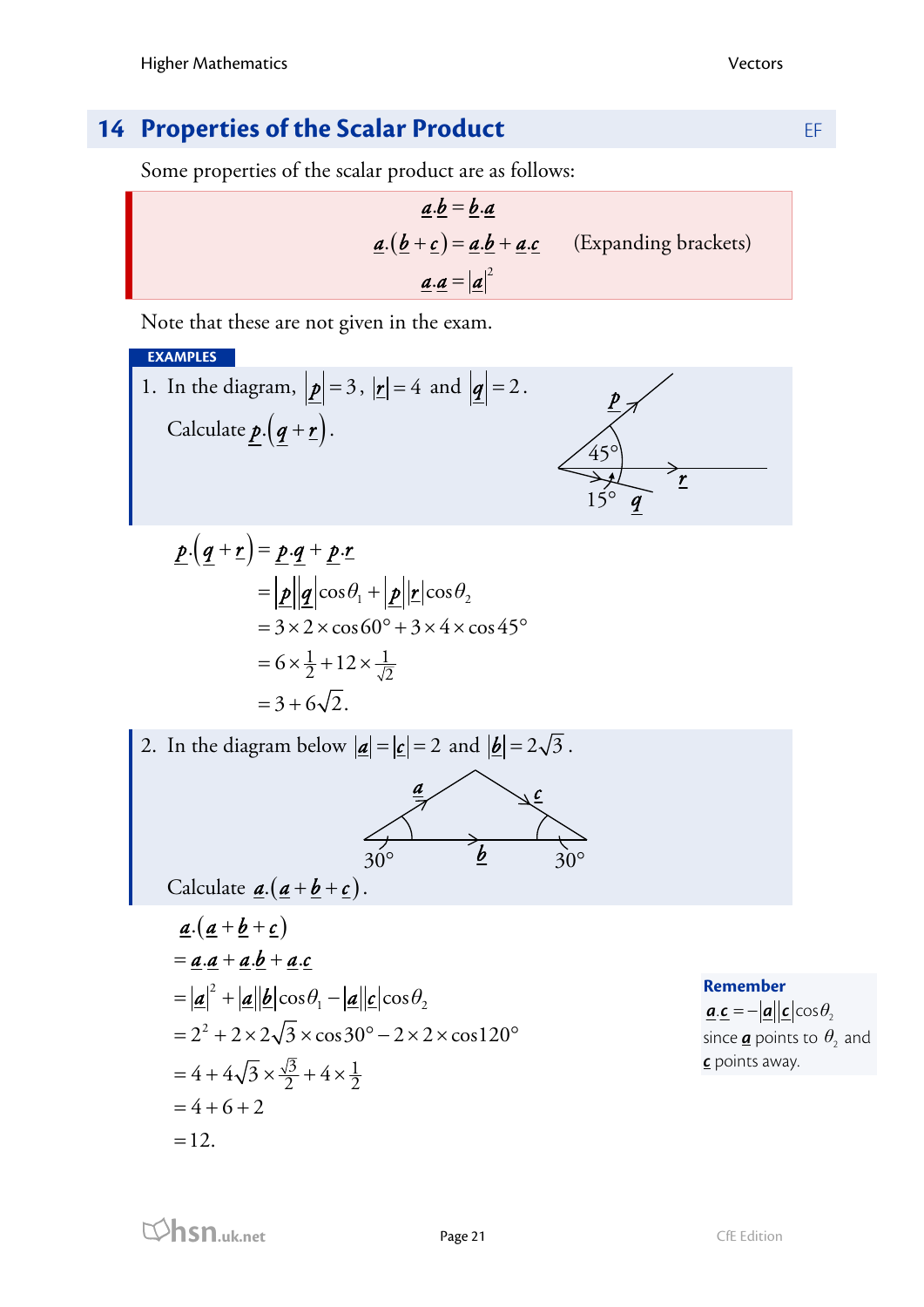## 14 Properties of the Scalar Product

Some properties of the scalar product are as follows:

$$\underline{a}.\underline{b} = \underline{b}.\underline{a}$$

$$\underline{a}.(\underline{b}+\underline{c}) = \underline{a}.\underline{b} + \underline{a}.\underline{c} \qquad \text{(Expanding brackets)}$$

$$\underline{a}.\underline{a} = |\underline{a}|^2$$

Note that these are not given in the exam.

**EXAMPLES**

1. In the diagram, $|\underline{p}| = 3$, $|\underline{r}| = 4$ and $|\underline{q}| = 2$.

   Calculate $\underline{p}.(\underline{q}+\underline{r})$.

p
45°
r
15°
q

$$\begin{aligned}
\underline{p}.(\underline{q}+\underline{r}) &= \underline{p}.\underline{q} + \underline{p}.\underline{r} \\
&= |\underline{p}||\underline{q}|\cos\theta_1 + |\underline{p}||\underline{r}|\cos\theta_2 \\
&= 3 \times 2 \times \cos 60° + 3 \times 4 \times \cos 45° \\
&= 6 \times \tfrac{1}{2} + 12 \times \tfrac{1}{\sqrt{2}} \\
&= 3 + 6\sqrt{2}.
\end{aligned}$$

2. In the diagram below $|\underline{a}| = |\underline{c}| = 2$ and $|\underline{b}| = 2\sqrt{3}$.

a
c
30°
b
30°

   Calculate $\underline{a}.(\underline{a}+\underline{b}+\underline{c})$.

$$\begin{aligned}
&\underline{a}.(\underline{a}+\underline{b}+\underline{c}) \\
&= \underline{a}.\underline{a} + \underline{a}.\underline{b} + \underline{a}.\underline{c} \\
&= |\underline{a}|^2 + |\underline{a}||\underline{b}|\cos\theta_1 - |\underline{a}||\underline{c}|\cos\theta_2 \\
&= 2^2 + 2 \times 2\sqrt{3} \times \cos 30° - 2 \times 2 \times \cos 120° \\
&= 4 + 4\sqrt{3} \times \tfrac{\sqrt{3}}{2} + 4 \times \tfrac{1}{2} \\
&= 4 + 6 + 2 \\
&= 12.
\end{aligned}$$

**Remember**

$\underline{a}.\underline{c} = -|\underline{a}||\underline{c}|\cos\theta_2$

since $\underline{a}$ points to $\theta_2$ and $\underline{c}$ points away.